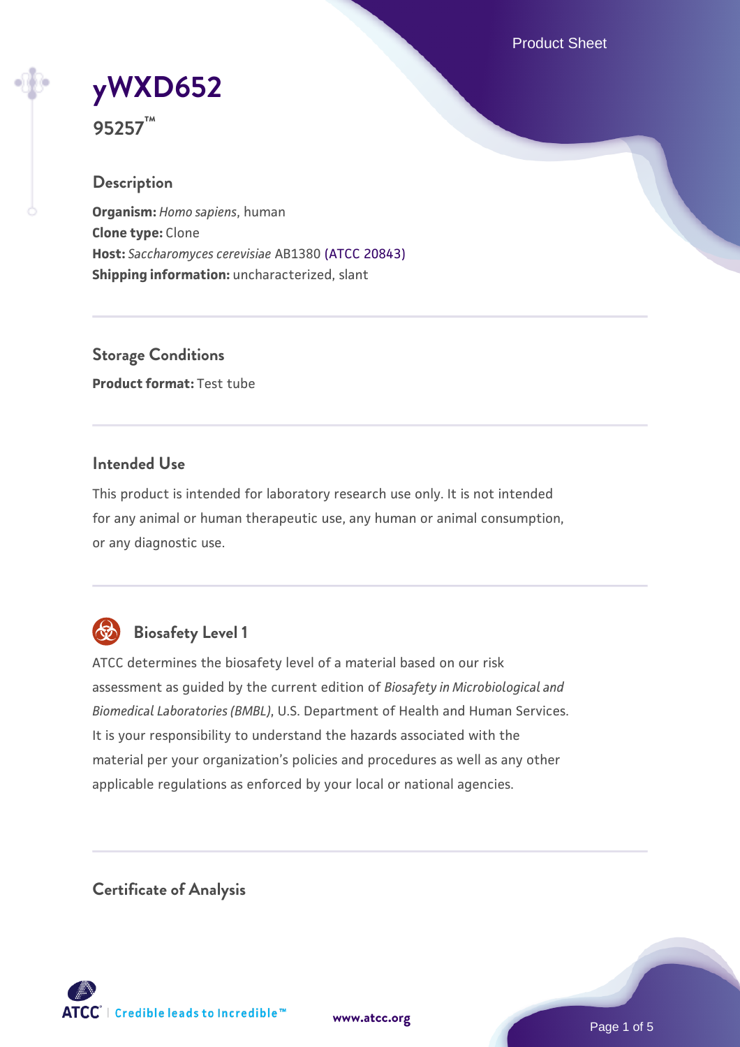# yWXD652

**95257™**

## Description

**Organism:** *Homo sapiens*, human
**Clone type:** Clone
**Host:** *Saccharomyces cerevisiae* AB1380 (ATCC 20843)
**Shipping information:** uncharacterized, slant

## Storage Conditions

**Product format:** Test tube

## Intended Use

This product is intended for laboratory research use only. It is not intended for any animal or human therapeutic use, any human or animal consumption, or any diagnostic use.

## Biosafety Level 1

ATCC determines the biosafety level of a material based on our risk assessment as guided by the current edition of *Biosafety in Microbiological and Biomedical Laboratories (BMBL)*, U.S. Department of Health and Human Services. It is your responsibility to understand the hazards associated with the material per your organization's policies and procedures as well as any other applicable regulations as enforced by your local or national agencies.

## Certificate of Analysis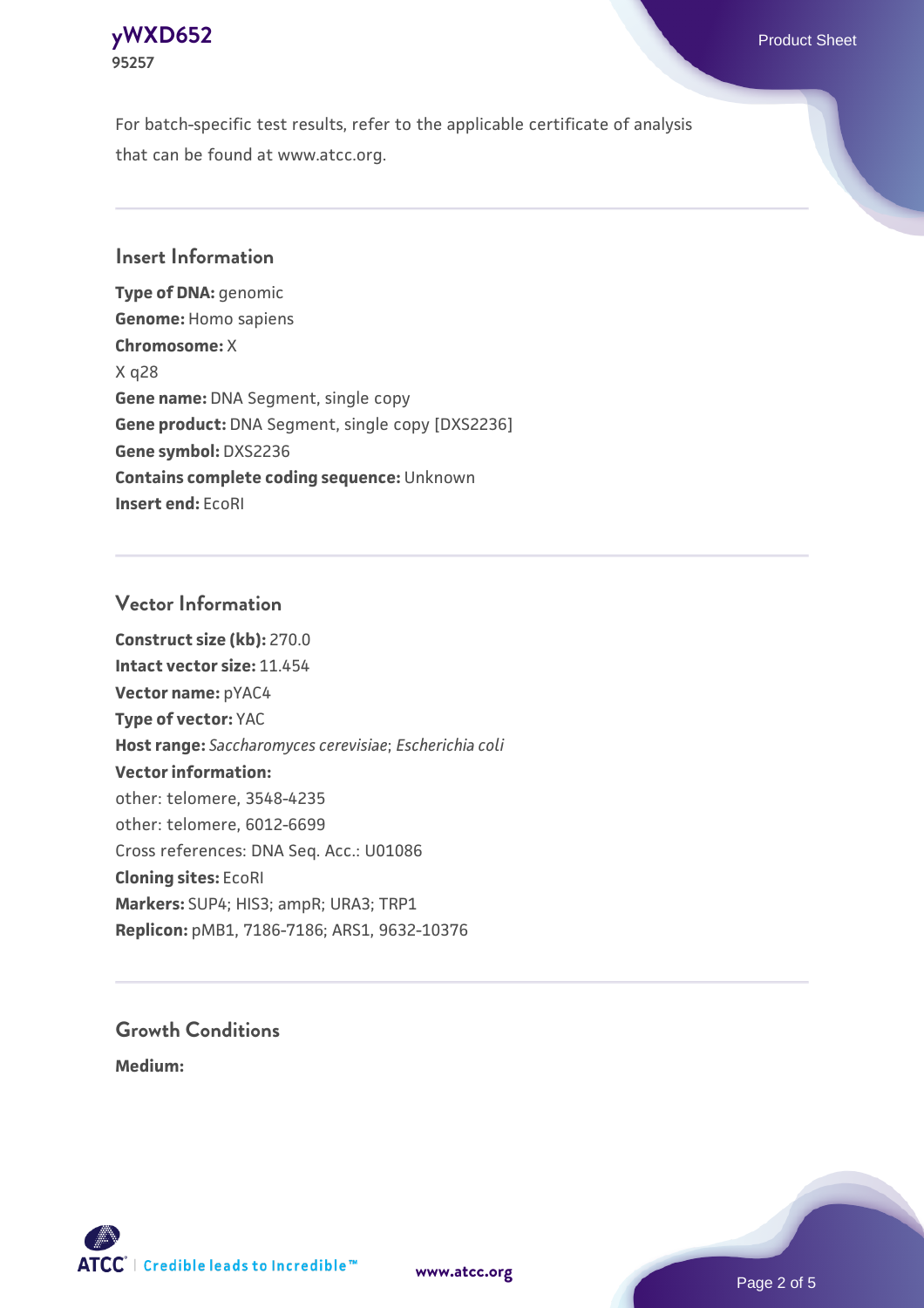For batch-specific test results, refer to the applicable certificate of analysis that can be found at www.atcc.org.

## Insert Information

**Type of DNA:** genomic
**Genome:** Homo sapiens
**Chromosome:** X
X q28
**Gene name:** DNA Segment, single copy
**Gene product:** DNA Segment, single copy [DXS2236]
**Gene symbol:** DXS2236
**Contains complete coding sequence:** Unknown
**Insert end:** EcoRI

## Vector Information

**Construct size (kb):** 270.0
**Intact vector size:** 11.454
**Vector name:** pYAC4
**Type of vector:** YAC
**Host range:** *Saccharomyces cerevisiae*; *Escherichia coli*
**Vector information:**
other: telomere, 3548-4235
other: telomere, 6012-6699
Cross references: DNA Seq. Acc.: U01086
**Cloning sites:** EcoRI
**Markers:** SUP4; HIS3; ampR; URA3; TRP1
**Replicon:** pMB1, 7186-7186; ARS1, 9632-10376

## Growth Conditions

**Medium:**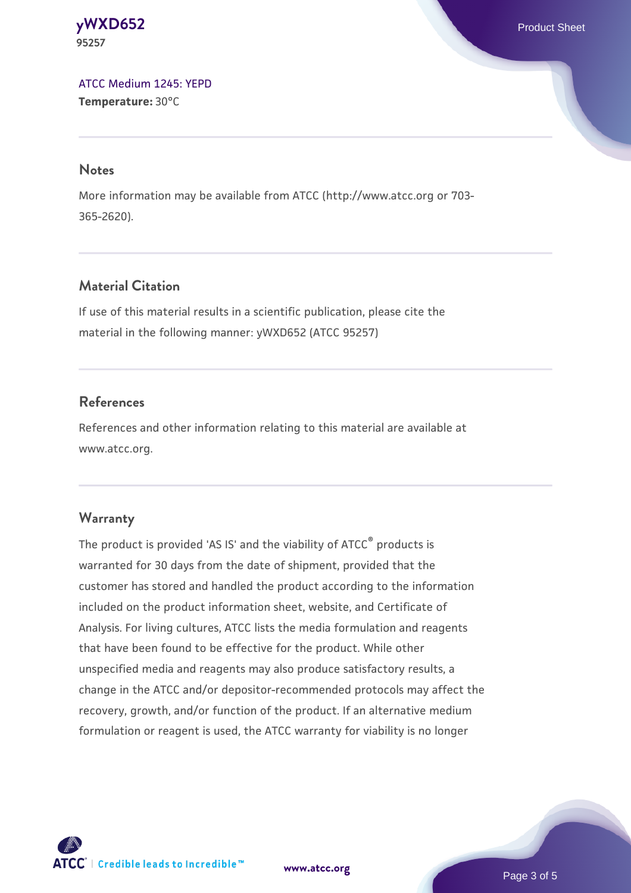[ATCC Medium 1245: YEPD](#)
**Temperature:** 30°C

## Notes

More information may be available from ATCC (http://www.atcc.org or 703-365-2620).

## Material Citation

If use of this material results in a scientific publication, please cite the material in the following manner: yWXD652 (ATCC 95257)

## References

References and other information relating to this material are available at www.atcc.org.

## Warranty

The product is provided 'AS IS' and the viability of ATCC® products is warranted for 30 days from the date of shipment, provided that the customer has stored and handled the product according to the information included on the product information sheet, website, and Certificate of Analysis. For living cultures, ATCC lists the media formulation and reagents that have been found to be effective for the product. While other unspecified media and reagents may also produce satisfactory results, a change in the ATCC and/or depositor-recommended protocols may affect the recovery, growth, and/or function of the product. If an alternative medium formulation or reagent is used, the ATCC warranty for viability is no longer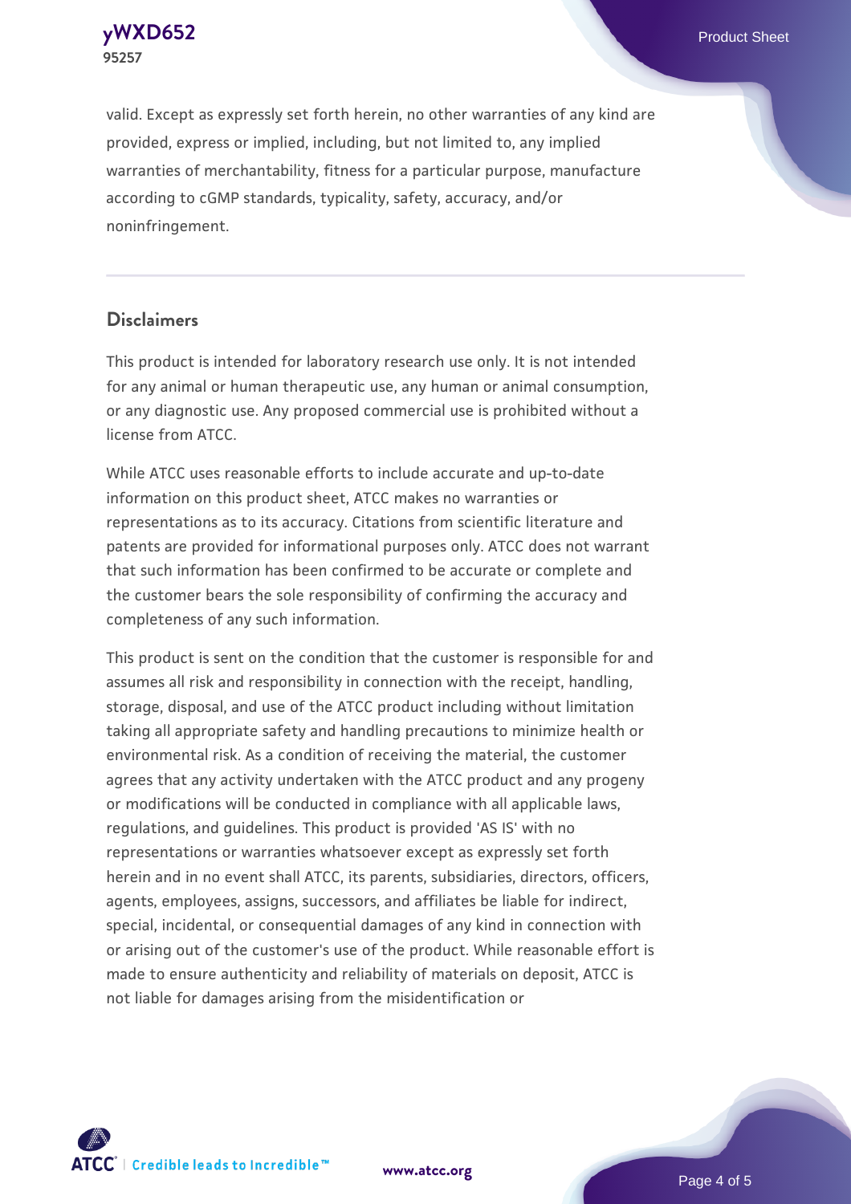valid. Except as expressly set forth herein, no other warranties of any kind are provided, express or implied, including, but not limited to, any implied warranties of merchantability, fitness for a particular purpose, manufacture according to cGMP standards, typicality, safety, accuracy, and/or noninfringement.

## Disclaimers

This product is intended for laboratory research use only. It is not intended for any animal or human therapeutic use, any human or animal consumption, or any diagnostic use. Any proposed commercial use is prohibited without a license from ATCC.

While ATCC uses reasonable efforts to include accurate and up-to-date information on this product sheet, ATCC makes no warranties or representations as to its accuracy. Citations from scientific literature and patents are provided for informational purposes only. ATCC does not warrant that such information has been confirmed to be accurate or complete and the customer bears the sole responsibility of confirming the accuracy and completeness of any such information.

This product is sent on the condition that the customer is responsible for and assumes all risk and responsibility in connection with the receipt, handling, storage, disposal, and use of the ATCC product including without limitation taking all appropriate safety and handling precautions to minimize health or environmental risk. As a condition of receiving the material, the customer agrees that any activity undertaken with the ATCC product and any progeny or modifications will be conducted in compliance with all applicable laws, regulations, and guidelines. This product is provided 'AS IS' with no representations or warranties whatsoever except as expressly set forth herein and in no event shall ATCC, its parents, subsidiaries, directors, officers, agents, employees, assigns, successors, and affiliates be liable for indirect, special, incidental, or consequential damages of any kind in connection with or arising out of the customer's use of the product. While reasonable effort is made to ensure authenticity and reliability of materials on deposit, ATCC is not liable for damages arising from the misidentification or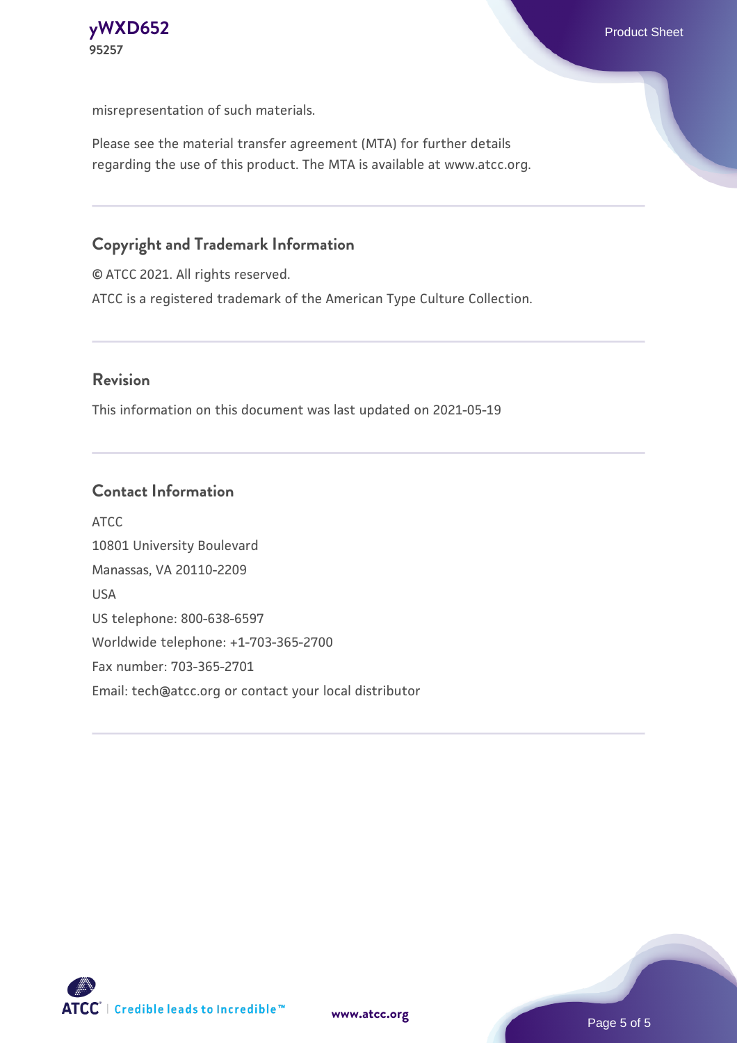misrepresentation of such materials.

Please see the material transfer agreement (MTA) for further details regarding the use of this product. The MTA is available at www.atcc.org.

## Copyright and Trademark Information

© ATCC 2021. All rights reserved.

ATCC is a registered trademark of the American Type Culture Collection.

## Revision

This information on this document was last updated on 2021-05-19

## Contact Information

ATCC
10801 University Boulevard
Manassas, VA 20110-2209
USA
US telephone: 800-638-6597
Worldwide telephone: +1-703-365-2700
Fax number: 703-365-2701
Email: tech@atcc.org or contact your local distributor